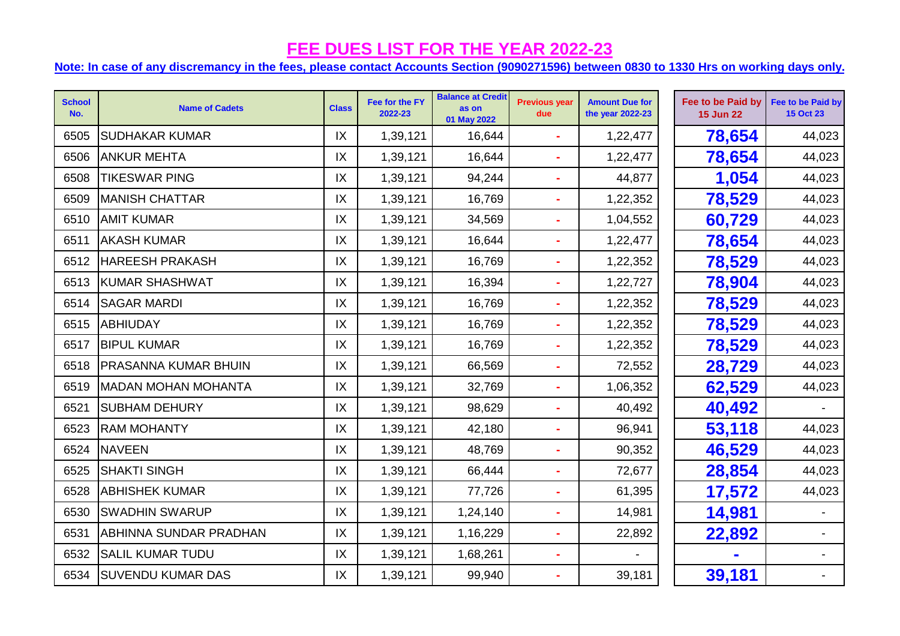# FEE DUES LIST FOR THE YEAR 2022-23

**Note: In case of any discremancy in the fees, please contact Accounts Section (9090271596) between 0830 to 1330 Hrs on working days only.**

| School No. | Name of Cadets | Class | Fee for the FY 2022-23 | Balance at Credit as on 01 May 2022 | Previous year due | Amount Due for the year 2022-23 | Fee to be Paid by 15 Jun 22 | Fee to be Paid by 15 Oct 23 |
|---|---|---|---|---|---|---|---|---|
| 6505 | SUDHAKAR KUMAR | IX | 1,39,121 | 16,644 | - | 1,22,477 | **78,654** | 44,023 |
| 6506 | ANKUR MEHTA | IX | 1,39,121 | 16,644 | - | 1,22,477 | **78,654** | 44,023 |
| 6508 | TIKESWAR PING | IX | 1,39,121 | 94,244 | - | 44,877 | **1,054** | 44,023 |
| 6509 | MANISH CHATTAR | IX | 1,39,121 | 16,769 | - | 1,22,352 | **78,529** | 44,023 |
| 6510 | AMIT KUMAR | IX | 1,39,121 | 34,569 | - | 1,04,552 | **60,729** | 44,023 |
| 6511 | AKASH KUMAR | IX | 1,39,121 | 16,644 | - | 1,22,477 | **78,654** | 44,023 |
| 6512 | HAREESH PRAKASH | IX | 1,39,121 | 16,769 | - | 1,22,352 | **78,529** | 44,023 |
| 6513 | KUMAR SHASHWAT | IX | 1,39,121 | 16,394 | - | 1,22,727 | **78,904** | 44,023 |
| 6514 | SAGAR MARDI | IX | 1,39,121 | 16,769 | - | 1,22,352 | **78,529** | 44,023 |
| 6515 | ABHIUDAY | IX | 1,39,121 | 16,769 | - | 1,22,352 | **78,529** | 44,023 |
| 6517 | BIPUL KUMAR | IX | 1,39,121 | 16,769 | - | 1,22,352 | **78,529** | 44,023 |
| 6518 | PRASANNA KUMAR BHUIN | IX | 1,39,121 | 66,569 | - | 72,552 | **28,729** | 44,023 |
| 6519 | MADAN MOHAN MOHANTA | IX | 1,39,121 | 32,769 | - | 1,06,352 | **62,529** | 44,023 |
| 6521 | SUBHAM DEHURY | IX | 1,39,121 | 98,629 | - | 40,492 | **40,492** | - |
| 6523 | RAM MOHANTY | IX | 1,39,121 | 42,180 | - | 96,941 | **53,118** | 44,023 |
| 6524 | NAVEEN | IX | 1,39,121 | 48,769 | - | 90,352 | **46,529** | 44,023 |
| 6525 | SHAKTI SINGH | IX | 1,39,121 | 66,444 | - | 72,677 | **28,854** | 44,023 |
| 6528 | ABHISHEK KUMAR | IX | 1,39,121 | 77,726 | - | 61,395 | **17,572** | 44,023 |
| 6530 | SWADHIN SWARUP | IX | 1,39,121 | 1,24,140 | - | 14,981 | **14,981** | - |
| 6531 | ABHINNA SUNDAR PRADHAN | IX | 1,39,121 | 1,16,229 | - | 22,892 | **22,892** | - |
| 6532 | SALIL KUMAR TUDU | IX | 1,39,121 | 1,68,261 | - | - | **-** | - |
| 6534 | SUVENDU KUMAR DAS | IX | 1,39,121 | 99,940 | - | 39,181 | **39,181** | - |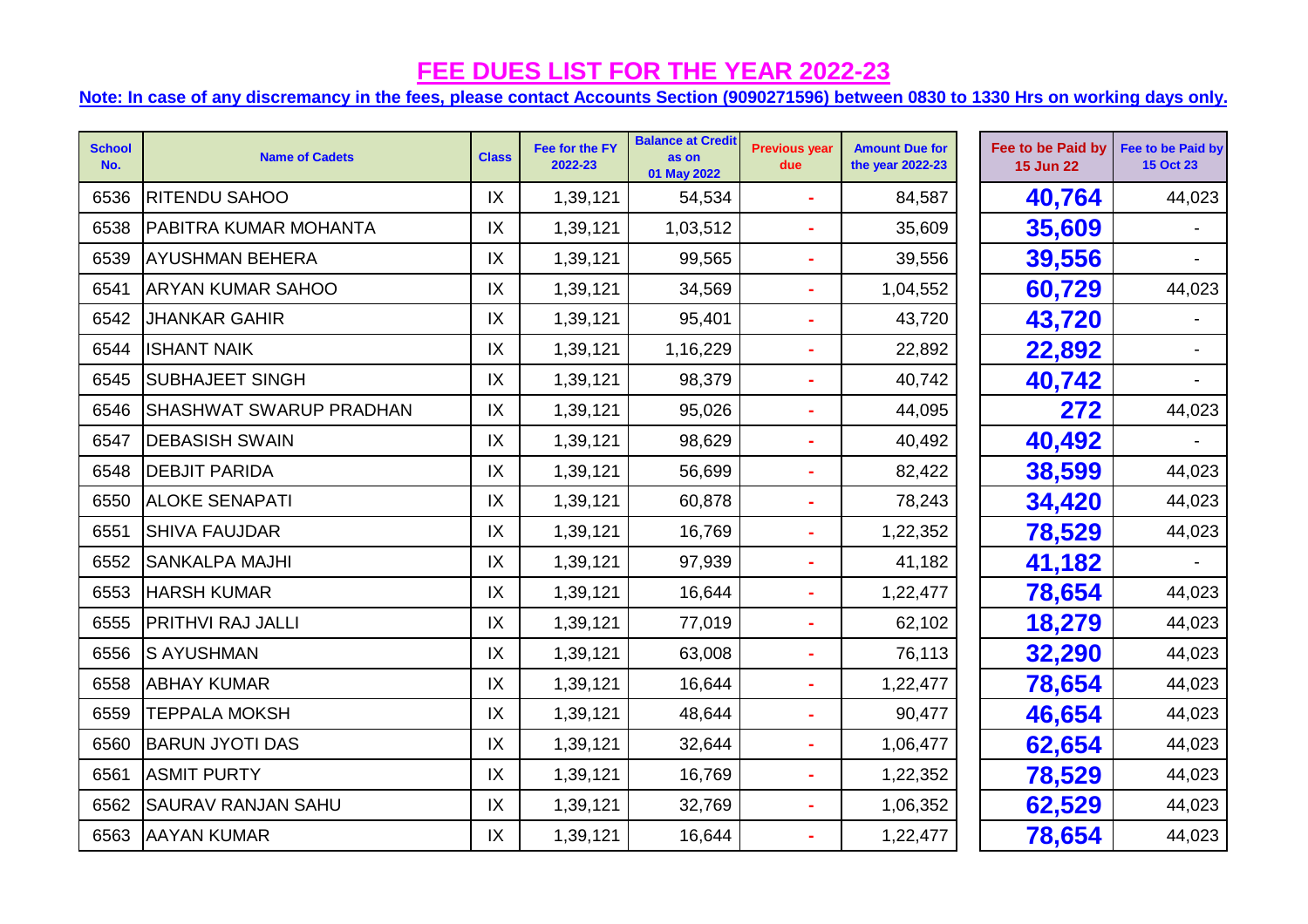# FEE DUES LIST FOR THE YEAR 2022-23

**Note: In case of any discremancy in the fees, please contact Accounts Section (9090271596) between 0830 to 1330 Hrs on working days only.**

| School No. | Name of Cadets | Class | Fee for the FY 2022-23 | Balance at Credit as on 01 May 2022 | Previous year due | Amount Due for the year 2022-23 | Fee to be Paid by 15 Jun 22 | Fee to be Paid by 15 Oct 23 |
|---|---|---|---|---|---|---|---|---|
| 6536 | RITENDU SAHOO | IX | 1,39,121 | 54,534 | - | 84,587 | **40,764** | 44,023 |
| 6538 | PABITRA KUMAR MOHANTA | IX | 1,39,121 | 1,03,512 | - | 35,609 | **35,609** | - |
| 6539 | AYUSHMAN BEHERA | IX | 1,39,121 | 99,565 | - | 39,556 | **39,556** | - |
| 6541 | ARYAN KUMAR SAHOO | IX | 1,39,121 | 34,569 | - | 1,04,552 | **60,729** | 44,023 |
| 6542 | JHANKAR GAHIR | IX | 1,39,121 | 95,401 | - | 43,720 | **43,720** | - |
| 6544 | ISHANT NAIK | IX | 1,39,121 | 1,16,229 | - | 22,892 | **22,892** | - |
| 6545 | SUBHAJEET SINGH | IX | 1,39,121 | 98,379 | - | 40,742 | **40,742** | - |
| 6546 | SHASHWAT SWARUP PRADHAN | IX | 1,39,121 | 95,026 | - | 44,095 | **272** | 44,023 |
| 6547 | DEBASISH SWAIN | IX | 1,39,121 | 98,629 | - | 40,492 | **40,492** | - |
| 6548 | DEBJIT PARIDA | IX | 1,39,121 | 56,699 | - | 82,422 | **38,599** | 44,023 |
| 6550 | ALOKE SENAPATI | IX | 1,39,121 | 60,878 | - | 78,243 | **34,420** | 44,023 |
| 6551 | SHIVA FAUJDAR | IX | 1,39,121 | 16,769 | - | 1,22,352 | **78,529** | 44,023 |
| 6552 | SANKALPA MAJHI | IX | 1,39,121 | 97,939 | - | 41,182 | **41,182** | - |
| 6553 | HARSH KUMAR | IX | 1,39,121 | 16,644 | - | 1,22,477 | **78,654** | 44,023 |
| 6555 | PRITHVI RAJ JALLI | IX | 1,39,121 | 77,019 | - | 62,102 | **18,279** | 44,023 |
| 6556 | S AYUSHMAN | IX | 1,39,121 | 63,008 | - | 76,113 | **32,290** | 44,023 |
| 6558 | ABHAY KUMAR | IX | 1,39,121 | 16,644 | - | 1,22,477 | **78,654** | 44,023 |
| 6559 | TEPPALA MOKSH | IX | 1,39,121 | 48,644 | - | 90,477 | **46,654** | 44,023 |
| 6560 | BARUN JYOTI DAS | IX | 1,39,121 | 32,644 | - | 1,06,477 | **62,654** | 44,023 |
| 6561 | ASMIT PURTY | IX | 1,39,121 | 16,769 | - | 1,22,352 | **78,529** | 44,023 |
| 6562 | SAURAV RANJAN SAHU | IX | 1,39,121 | 32,769 | - | 1,06,352 | **62,529** | 44,023 |
| 6563 | AAYAN KUMAR | IX | 1,39,121 | 16,644 | - | 1,22,477 | **78,654** | 44,023 |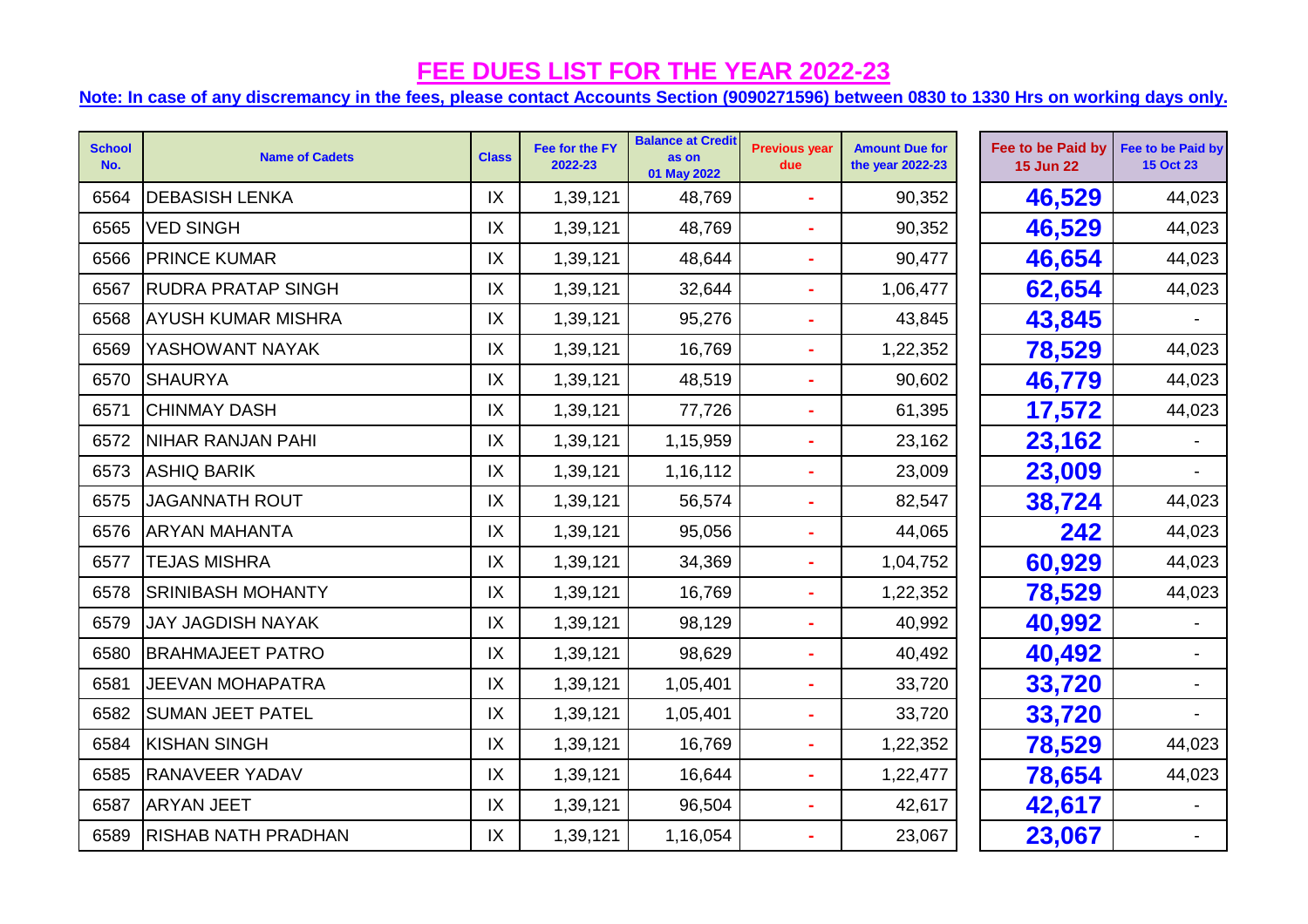# FEE DUES LIST FOR THE YEAR 2022-23

**Note: In case of any discremancy in the fees, please contact Accounts Section (9090271596) between 0830 to 1330 Hrs on working days only.**

| School No. | Name of Cadets | Class | Fee for the FY 2022-23 | Balance at Credit as on 01 May 2022 | Previous year due | Amount Due for the year 2022-23 | Fee to be Paid by 15 Jun 22 | Fee to be Paid by 15 Oct 23 |
|---|---|---|---|---|---|---|---|---|
| 6564 | DEBASISH LENKA | IX | 1,39,121 | 48,769 | - | 90,352 | **46,529** | 44,023 |
| 6565 | VED SINGH | IX | 1,39,121 | 48,769 | - | 90,352 | **46,529** | 44,023 |
| 6566 | PRINCE KUMAR | IX | 1,39,121 | 48,644 | - | 90,477 | **46,654** | 44,023 |
| 6567 | RUDRA PRATAP SINGH | IX | 1,39,121 | 32,644 | - | 1,06,477 | **62,654** | 44,023 |
| 6568 | AYUSH KUMAR MISHRA | IX | 1,39,121 | 95,276 | - | 43,845 | **43,845** | - |
| 6569 | YASHOWANT NAYAK | IX | 1,39,121 | 16,769 | - | 1,22,352 | **78,529** | 44,023 |
| 6570 | SHAURYA | IX | 1,39,121 | 48,519 | - | 90,602 | **46,779** | 44,023 |
| 6571 | CHINMAY DASH | IX | 1,39,121 | 77,726 | - | 61,395 | **17,572** | 44,023 |
| 6572 | NIHAR RANJAN PAHI | IX | 1,39,121 | 1,15,959 | - | 23,162 | **23,162** | - |
| 6573 | ASHIQ BARIK | IX | 1,39,121 | 1,16,112 | - | 23,009 | **23,009** | - |
| 6575 | JAGANNATH ROUT | IX | 1,39,121 | 56,574 | - | 82,547 | **38,724** | 44,023 |
| 6576 | ARYAN MAHANTA | IX | 1,39,121 | 95,056 | - | 44,065 | **242** | 44,023 |
| 6577 | TEJAS MISHRA | IX | 1,39,121 | 34,369 | - | 1,04,752 | **60,929** | 44,023 |
| 6578 | SRINIBASH MOHANTY | IX | 1,39,121 | 16,769 | - | 1,22,352 | **78,529** | 44,023 |
| 6579 | JAY JAGDISH NAYAK | IX | 1,39,121 | 98,129 | - | 40,992 | **40,992** | - |
| 6580 | BRAHMAJEET PATRO | IX | 1,39,121 | 98,629 | - | 40,492 | **40,492** | - |
| 6581 | JEEVAN MOHAPATRA | IX | 1,39,121 | 1,05,401 | - | 33,720 | **33,720** | - |
| 6582 | SUMAN JEET PATEL | IX | 1,39,121 | 1,05,401 | - | 33,720 | **33,720** | - |
| 6584 | KISHAN SINGH | IX | 1,39,121 | 16,769 | - | 1,22,352 | **78,529** | 44,023 |
| 6585 | RANAVEER YADAV | IX | 1,39,121 | 16,644 | - | 1,22,477 | **78,654** | 44,023 |
| 6587 | ARYAN JEET | IX | 1,39,121 | 96,504 | - | 42,617 | **42,617** | - |
| 6589 | RISHAB NATH PRADHAN | IX | 1,39,121 | 1,16,054 | - | 23,067 | **23,067** | - |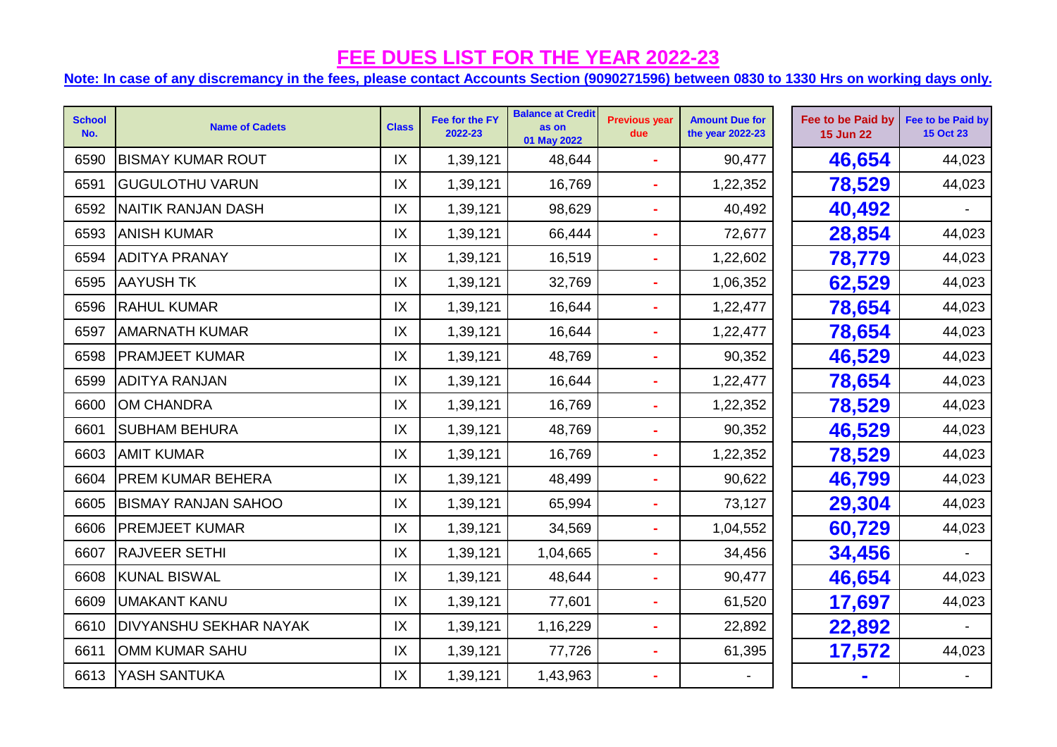# FEE DUES LIST FOR THE YEAR 2022-23

**Note: In case of any discremancy in the fees, please contact Accounts Section (9090271596) between 0830 to 1330 Hrs on working days only.**

| School No. | Name of Cadets | Class | Fee for the FY 2022-23 | Balance at Credit as on 01 May 2022 | Previous year due | Amount Due for the year 2022-23 | Fee to be Paid by 15 Jun 22 | Fee to be Paid by 15 Oct 23 |
|---|---|---|---|---|---|---|---|---|
| 6590 | BISMAY KUMAR ROUT | IX | 1,39,121 | 48,644 | - | 90,477 | **46,654** | 44,023 |
| 6591 | GUGULOTHU VARUN | IX | 1,39,121 | 16,769 | - | 1,22,352 | **78,529** | 44,023 |
| 6592 | NAITIK RANJAN DASH | IX | 1,39,121 | 98,629 | - | 40,492 | **40,492** | - |
| 6593 | ANISH KUMAR | IX | 1,39,121 | 66,444 | - | 72,677 | **28,854** | 44,023 |
| 6594 | ADITYA PRANAY | IX | 1,39,121 | 16,519 | - | 1,22,602 | **78,779** | 44,023 |
| 6595 | AAYUSH TK | IX | 1,39,121 | 32,769 | - | 1,06,352 | **62,529** | 44,023 |
| 6596 | RAHUL KUMAR | IX | 1,39,121 | 16,644 | - | 1,22,477 | **78,654** | 44,023 |
| 6597 | AMARNATH KUMAR | IX | 1,39,121 | 16,644 | - | 1,22,477 | **78,654** | 44,023 |
| 6598 | PRAMJEET KUMAR | IX | 1,39,121 | 48,769 | - | 90,352 | **46,529** | 44,023 |
| 6599 | ADITYA RANJAN | IX | 1,39,121 | 16,644 | - | 1,22,477 | **78,654** | 44,023 |
| 6600 | OM CHANDRA | IX | 1,39,121 | 16,769 | - | 1,22,352 | **78,529** | 44,023 |
| 6601 | SUBHAM BEHURA | IX | 1,39,121 | 48,769 | - | 90,352 | **46,529** | 44,023 |
| 6603 | AMIT KUMAR | IX | 1,39,121 | 16,769 | - | 1,22,352 | **78,529** | 44,023 |
| 6604 | PREM KUMAR BEHERA | IX | 1,39,121 | 48,499 | - | 90,622 | **46,799** | 44,023 |
| 6605 | BISMAY RANJAN SAHOO | IX | 1,39,121 | 65,994 | - | 73,127 | **29,304** | 44,023 |
| 6606 | PREMJEET KUMAR | IX | 1,39,121 | 34,569 | - | 1,04,552 | **60,729** | 44,023 |
| 6607 | RAJVEER SETHI | IX | 1,39,121 | 1,04,665 | - | 34,456 | **34,456** | - |
| 6608 | KUNAL BISWAL | IX | 1,39,121 | 48,644 | - | 90,477 | **46,654** | 44,023 |
| 6609 | UMAKANT KANU | IX | 1,39,121 | 77,601 | - | 61,520 | **17,697** | 44,023 |
| 6610 | DIVYANSHU SEKHAR NAYAK | IX | 1,39,121 | 1,16,229 | - | 22,892 | **22,892** | - |
| 6611 | OMM KUMAR SAHU | IX | 1,39,121 | 77,726 | - | 61,395 | **17,572** | 44,023 |
| 6613 | YASH SANTUKA | IX | 1,39,121 | 1,43,963 | - | - | **-** | - |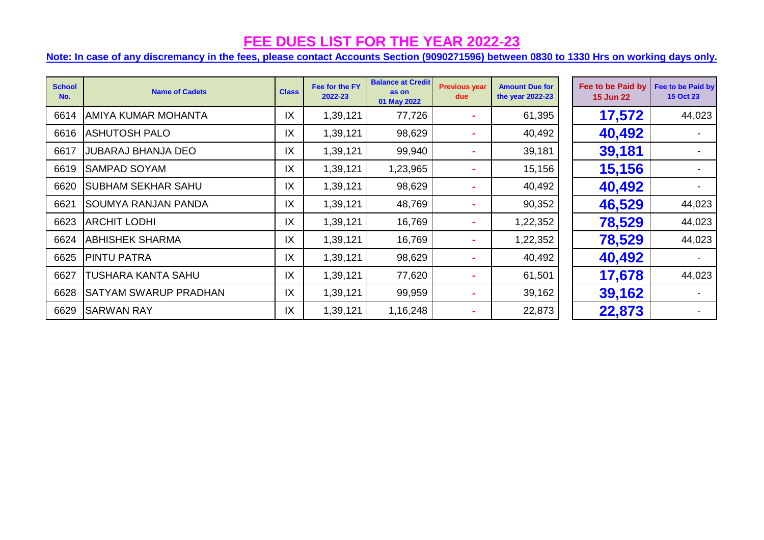# FEE DUES LIST FOR THE YEAR 2022-23

**Note: In case of any discremancy in the fees, please contact Accounts Section (9090271596) between 0830 to 1330 Hrs on working days only.**

| School No. | Name of Cadets | Class | Fee for the FY 2022-23 | Balance at Credit as on 01 May 2022 | Previous year due | Amount Due for the year 2022-23 | Fee to be Paid by 15 Jun 22 | Fee to be Paid by 15 Oct 23 |
|---|---|---|---|---|---|---|---|---|
| 6614 | AMIYA KUMAR MOHANTA | IX | 1,39,121 | 77,726 | - | 61,395 | **17,572** | 44,023 |
| 6616 | ASHUTOSH PALO | IX | 1,39,121 | 98,629 | - | 40,492 | **40,492** | - |
| 6617 | JUBARAJ BHANJA DEO | IX | 1,39,121 | 99,940 | - | 39,181 | **39,181** | - |
| 6619 | SAMPAD SOYAM | IX | 1,39,121 | 1,23,965 | - | 15,156 | **15,156** | - |
| 6620 | SUBHAM SEKHAR SAHU | IX | 1,39,121 | 98,629 | - | 40,492 | **40,492** | - |
| 6621 | SOUMYA RANJAN PANDA | IX | 1,39,121 | 48,769 | - | 90,352 | **46,529** | 44,023 |
| 6623 | ARCHIT LODHI | IX | 1,39,121 | 16,769 | - | 1,22,352 | **78,529** | 44,023 |
| 6624 | ABHISHEK SHARMA | IX | 1,39,121 | 16,769 | - | 1,22,352 | **78,529** | 44,023 |
| 6625 | PINTU PATRA | IX | 1,39,121 | 98,629 | - | 40,492 | **40,492** | - |
| 6627 | TUSHARA KANTA SAHU | IX | 1,39,121 | 77,620 | - | 61,501 | **17,678** | 44,023 |
| 6628 | SATYAM SWARUP PRADHAN | IX | 1,39,121 | 99,959 | - | 39,162 | **39,162** | - |
| 6629 | SARWAN RAY | IX | 1,39,121 | 1,16,248 | - | 22,873 | **22,873** | - |